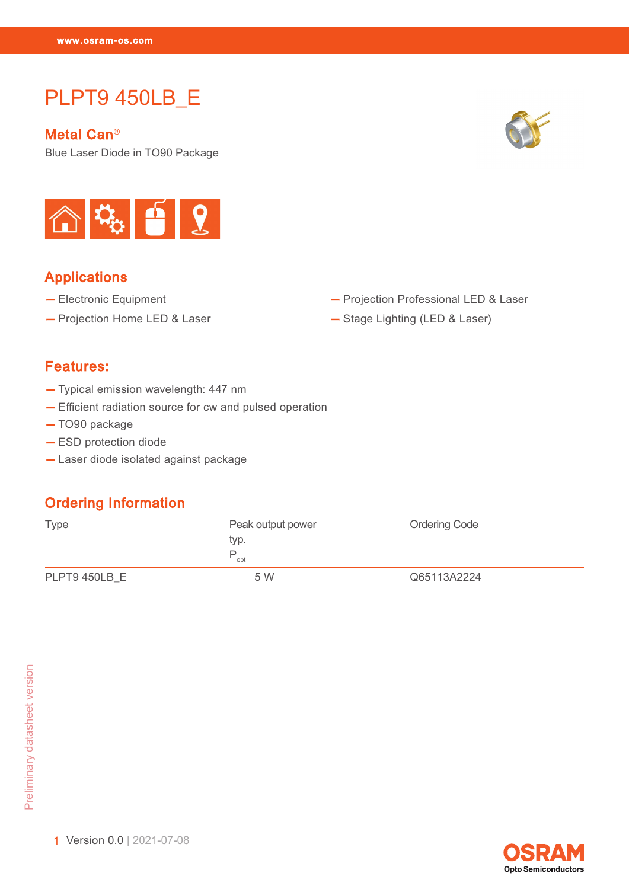# PLPT9 450LB_E

## Metal Can®

Blue Laser Diode in TO90 Package

## Applications

- Electronic Equipment
- Projection Home LED & Laser
- Projection Professional LED & Laser
- Stage Lighting (LED & Laser)

## Features:

- Typical emission wavelength: 447 nm
- Efficient radiation source for cw and pulsed operation
- TO90 package
- ESD protection diode
- Laser diode isolated against package

## Ordering Information

| Type | Peak output power typ. $P_{opt}$ | Ordering Code |
|---|---|---|
| PLPT9 450LB_E | 5 W | Q65113A2224 |

Preliminary datasheet version

Version 0.0 | 2021-07-08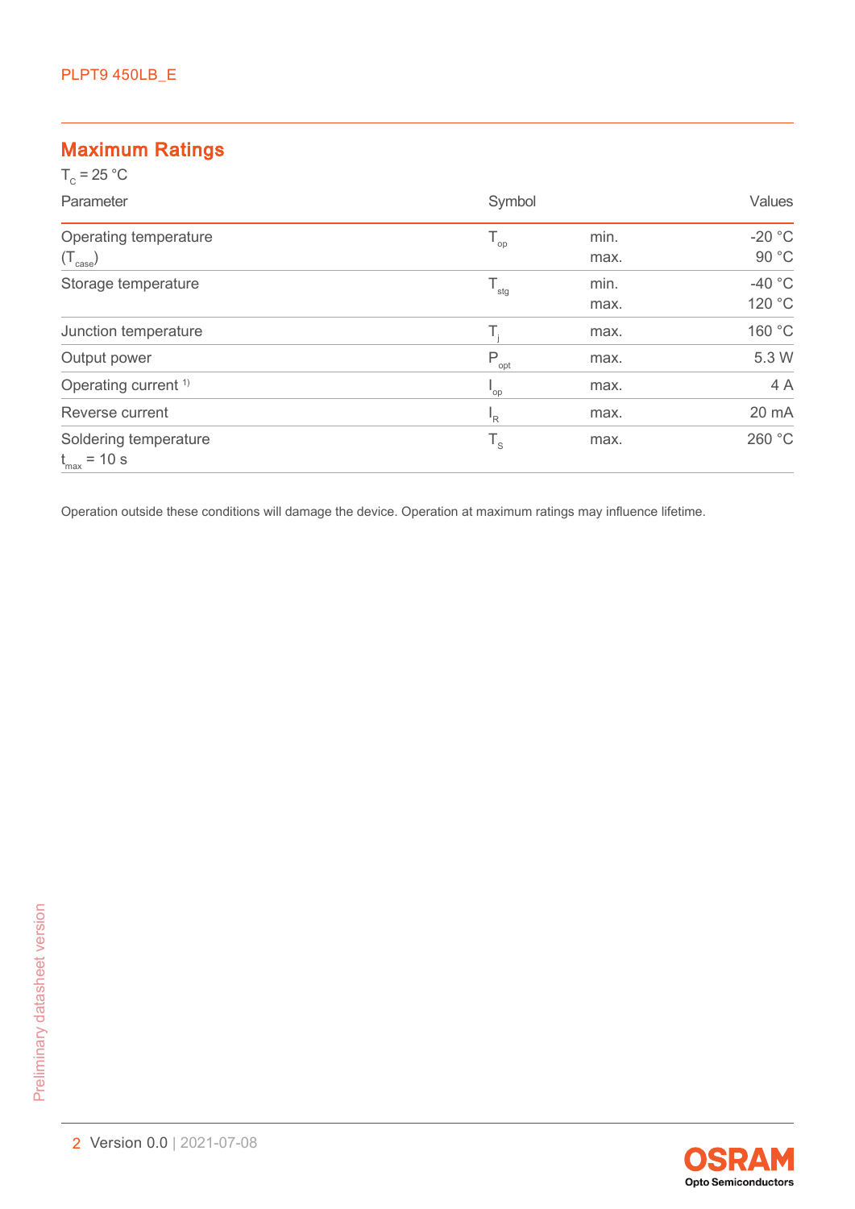## Maximum Ratings

$T_C$ = 25 °C

| Parameter | Symbol | | Values |
|---|---|---|---|
| Operating temperature ($T_{case}$) | $T_{op}$ | min.<br>max. | -20 °C<br>90 °C |
| Storage temperature | $T_{stg}$ | min.<br>max. | -40 °C<br>120 °C |
| Junction temperature | $T_j$ | max. | 160 °C |
| Output power | $P_{opt}$ | max. | 5.3 W |
| Operating current [1)] | $I_{op}$ | max. | 4 A |
| Reverse current | $I_R$ | max. | 20 mA |
| Soldering temperature $t_{max}$ = 10 s | $T_S$ | max. | 260 °C |

Operation outside these conditions will damage the device. Operation at maximum ratings may influence lifetime.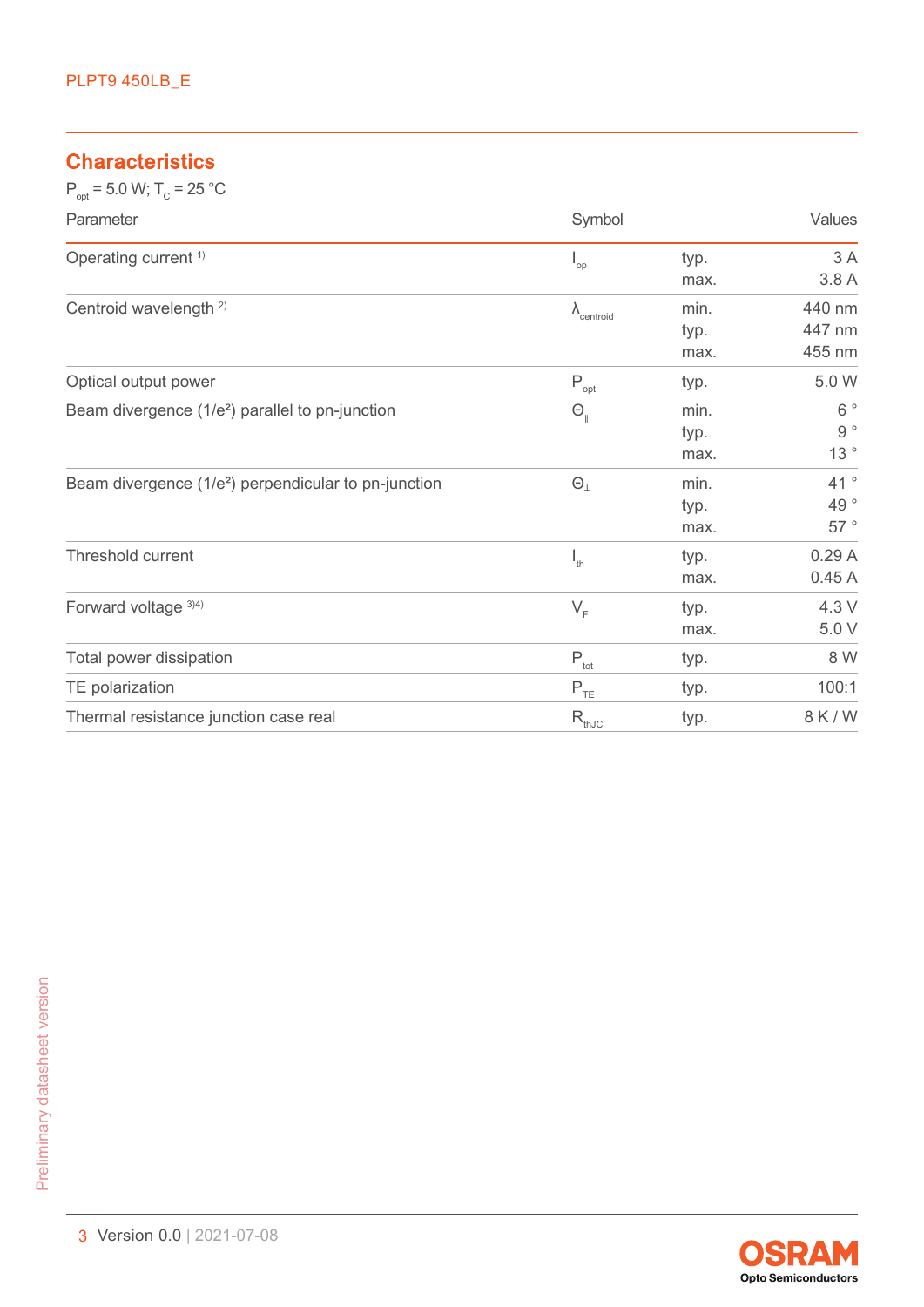## Characteristics

$P_{opt}$ = 5.0 W; $T_C$ = 25 °C

| Parameter | Symbol | | Values |
|---|---|---|---|
| Operating current [1] | $I_{op}$ | typ. | 3 A |
| | | max. | 3.8 A |
| Centroid wavelength [2] | $\lambda_{centroid}$ | min. | 440 nm |
| | | typ. | 447 nm |
| | | max. | 455 nm |
| Optical output power | $P_{opt}$ | typ. | 5.0 W |
| Beam divergence (1/e²) parallel to pn-junction | $\Theta_{\parallel}$ | min. | 6 ° |
| | | typ. | 9 ° |
| | | max. | 13 ° |
| Beam divergence (1/e²) perpendicular to pn-junction | $\Theta_{\perp}$ | min. | 41 ° |
| | | typ. | 49 ° |
| | | max. | 57 ° |
| Threshold current | $I_{th}$ | typ. | 0.29 A |
| | | max. | 0.45 A |
| Forward voltage [3][4] | $V_F$ | typ. | 4.3 V |
| | | max. | 5.0 V |
| Total power dissipation | $P_{tot}$ | typ. | 8 W |
| TE polarization | $P_{TE}$ | typ. | 100:1 |
| Thermal resistance junction case real | $R_{thJC}$ | typ. | 8 K / W |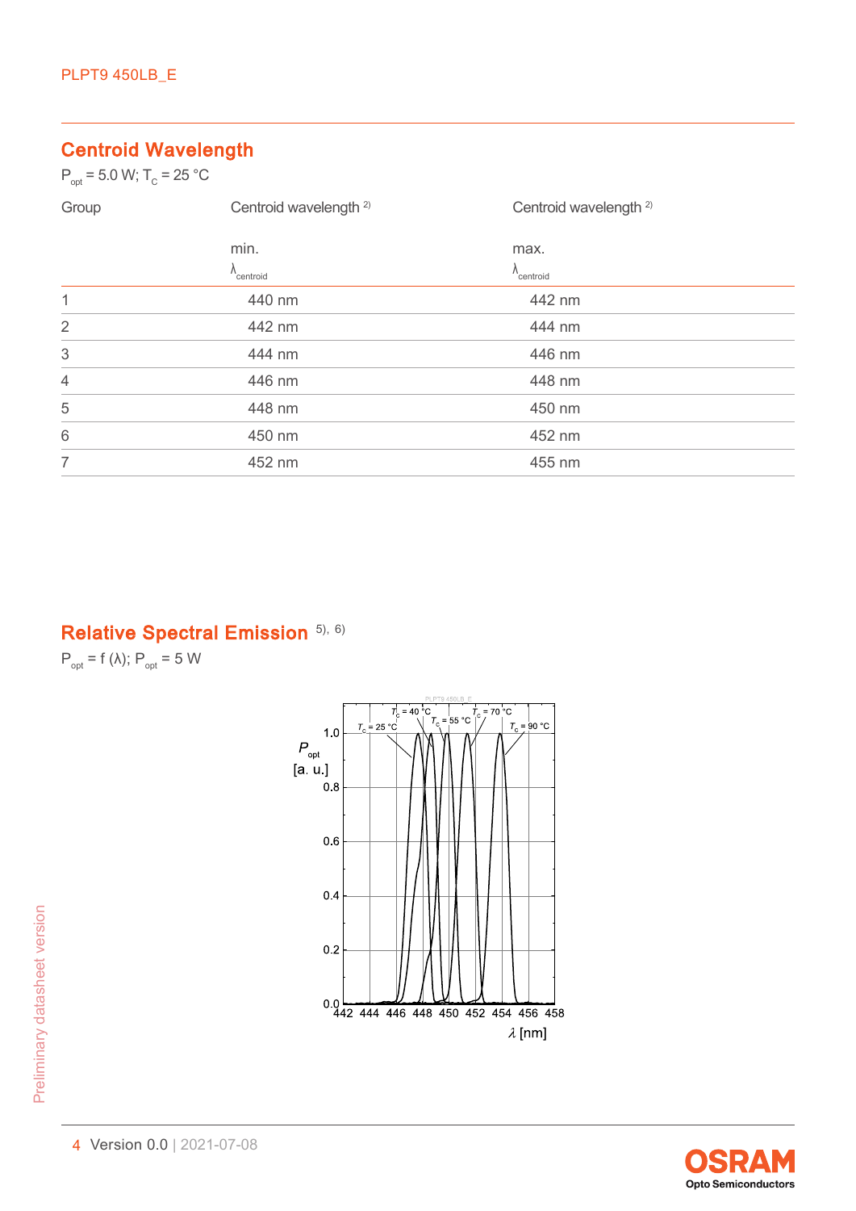## Centroid Wavelength

$P_{opt}$ = 5.0 W; $T_C$ = 25 °C

| Group | Centroid wavelength [2) ] min. $\lambda_{centroid}$ | Centroid wavelength [2) ] max. $\lambda_{centroid}$ |
|---|---|---|
| 1 | 440 nm | 442 nm |
| 2 | 442 nm | 444 nm |
| 3 | 444 nm | 446 nm |
| 4 | 446 nm | 448 nm |
| 5 | 448 nm | 450 nm |
| 6 | 450 nm | 452 nm |
| 7 | 452 nm | 455 nm |

## Relative Spectral Emission [5), 6)]

$P_{opt}$ = f (λ); $P_{opt}$ = 5 W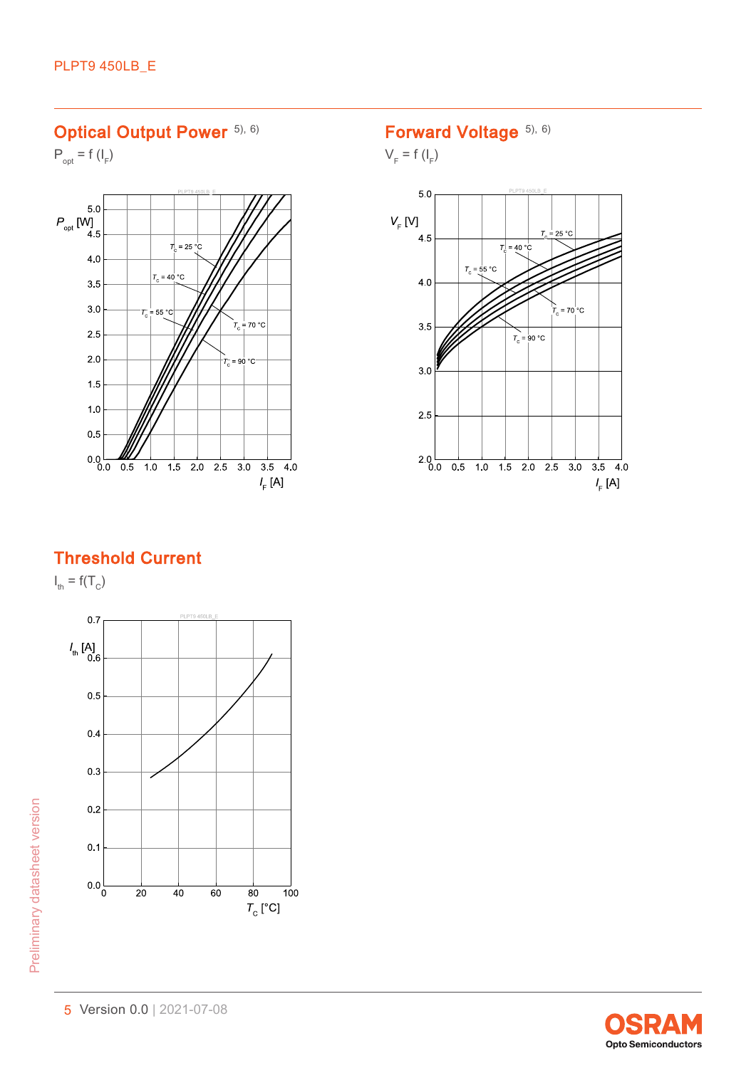## Optical Output Power 5), 6)

$P_{opt} = f(I_F)$

## Forward Voltage 5), 6)

$V_F = f(I_F)$

## Threshold Current

$I_{th} = f(T_C)$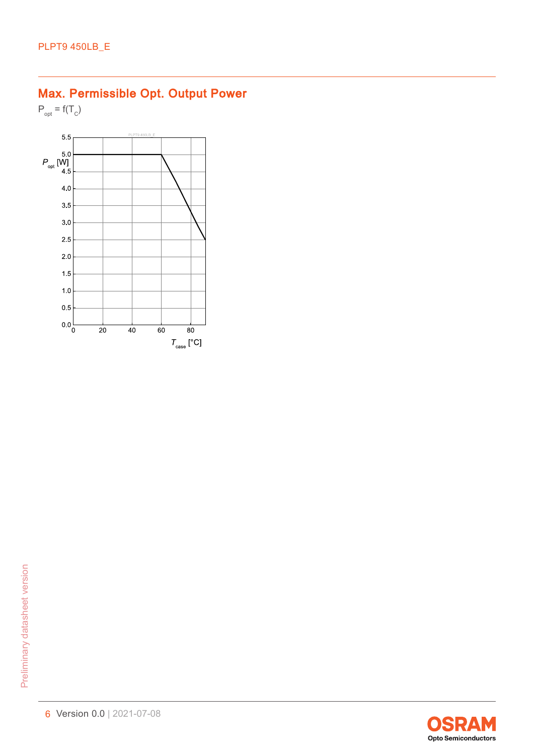## Max. Permissible Opt. Output Power

$P_{opt} = f(T_C)$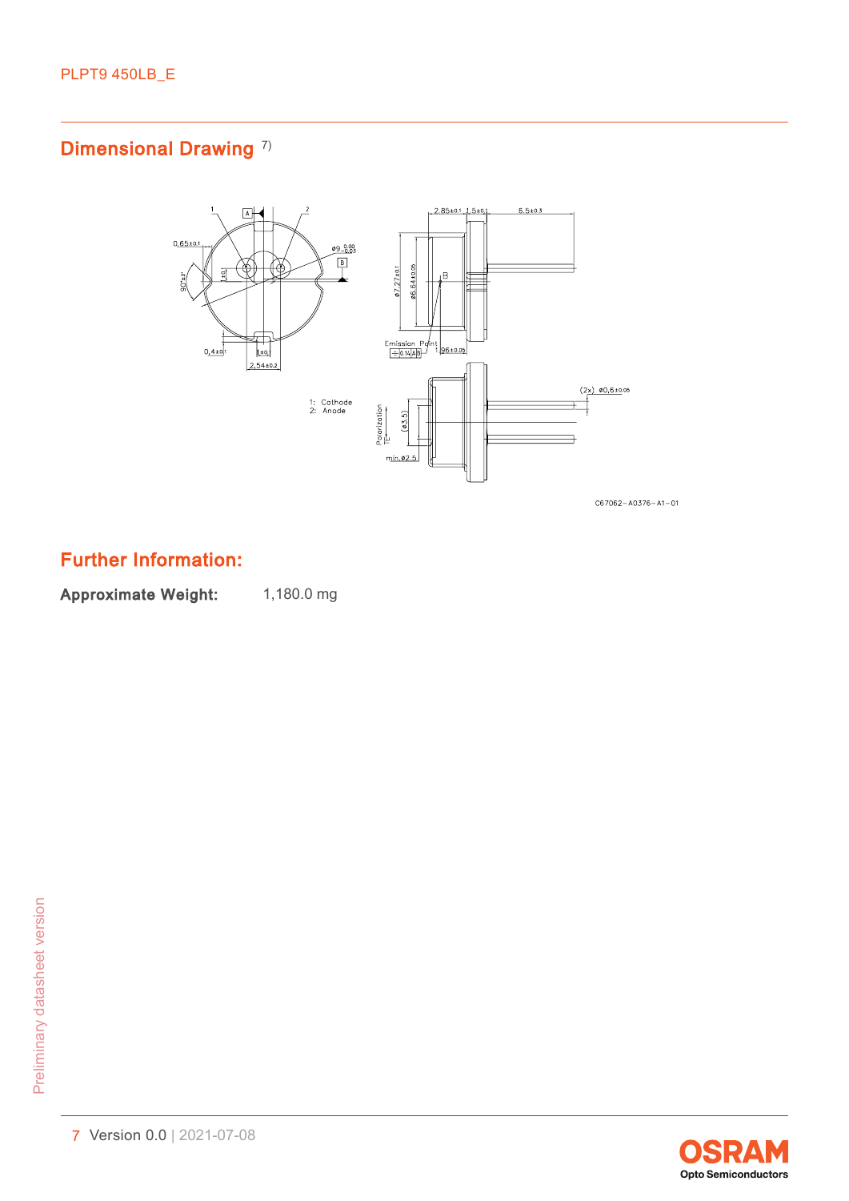## Dimensional Drawing [7)]

## Further Information:

**Approximate Weight:** 1,180.0 mg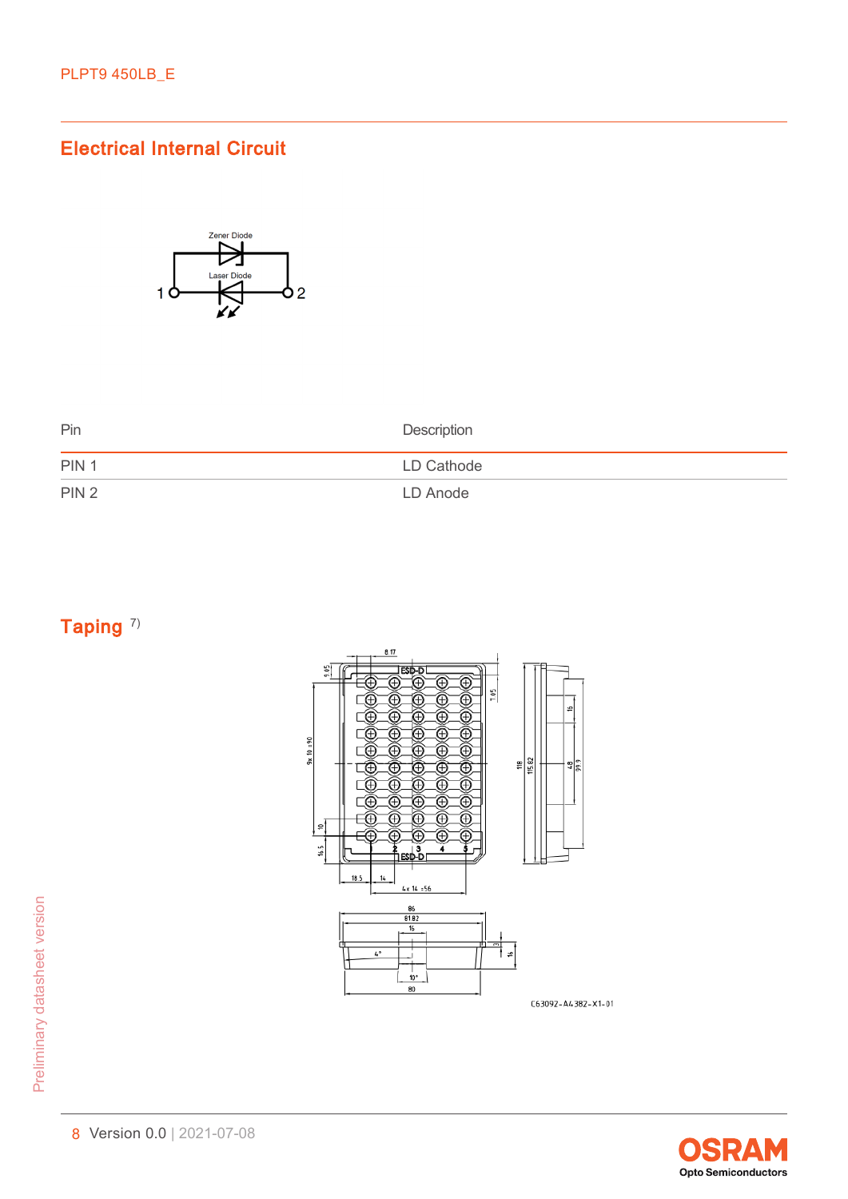## Electrical Internal Circuit

| Pin | Description |
|---|---|
| PIN 1 | LD Cathode |
| PIN 2 | LD Anode |

## Taping [7)]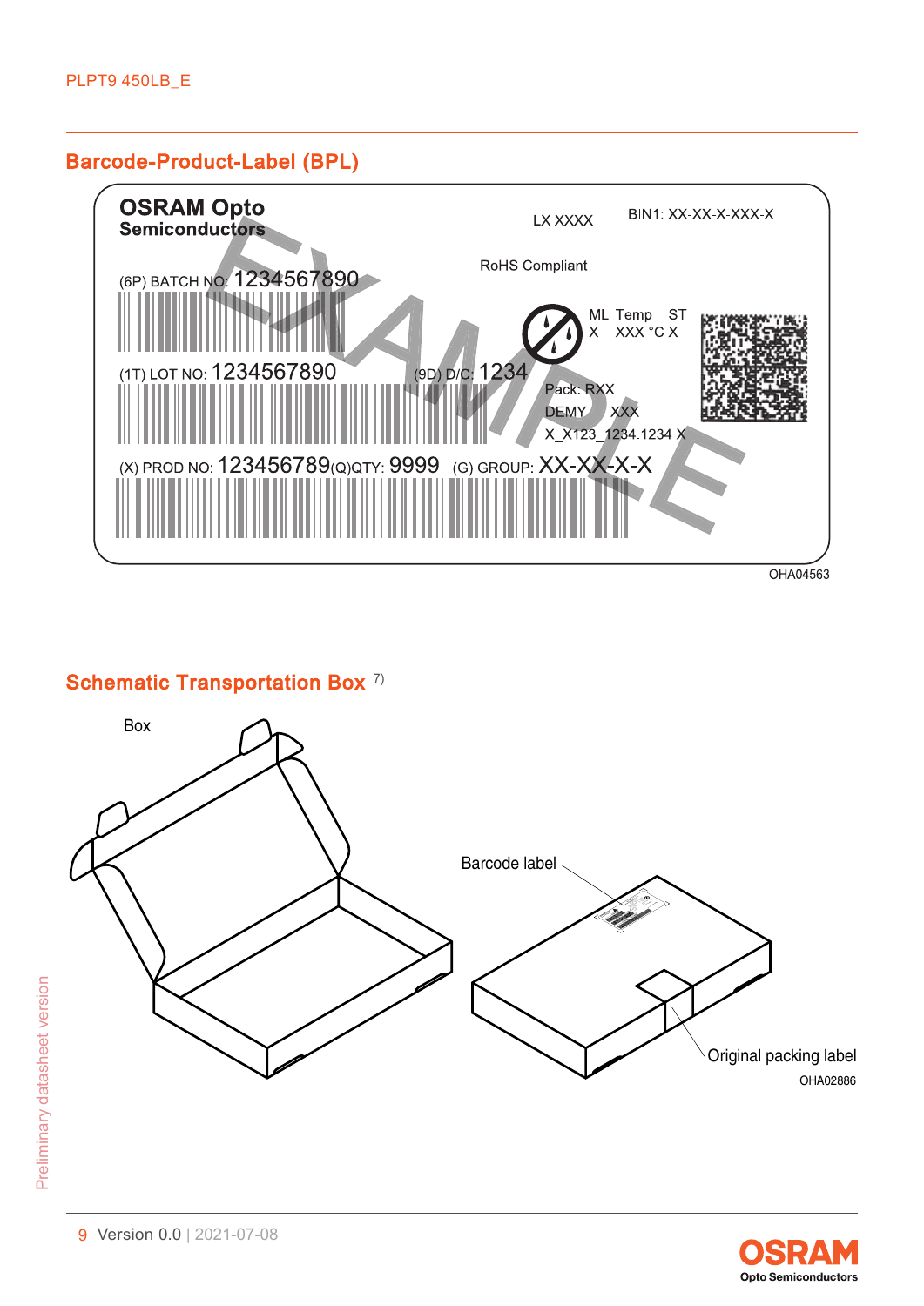## Barcode-Product-Label (BPL)

OSRAM Opto Semiconductors

LX XXXX

BIN1: XX-XX-X-XXX-X

RoHS Compliant

(6P) BATCH NO: 1234567890

ML Temp ST
X XXX °C X

(1T) LOT NO: 1234567890

(9D) D/C: 1234

Pack: RXX

DEMY XXX

X_X123_1234.1234 X

(X) PROD NO: 123456789 (Q)QTY: 9999 (G) GROUP: XX-XX-X-X

EXAMPLE

OHA04563

## Schematic Transportation Box [7)]

Box

Barcode label

Original packing label

OHA02886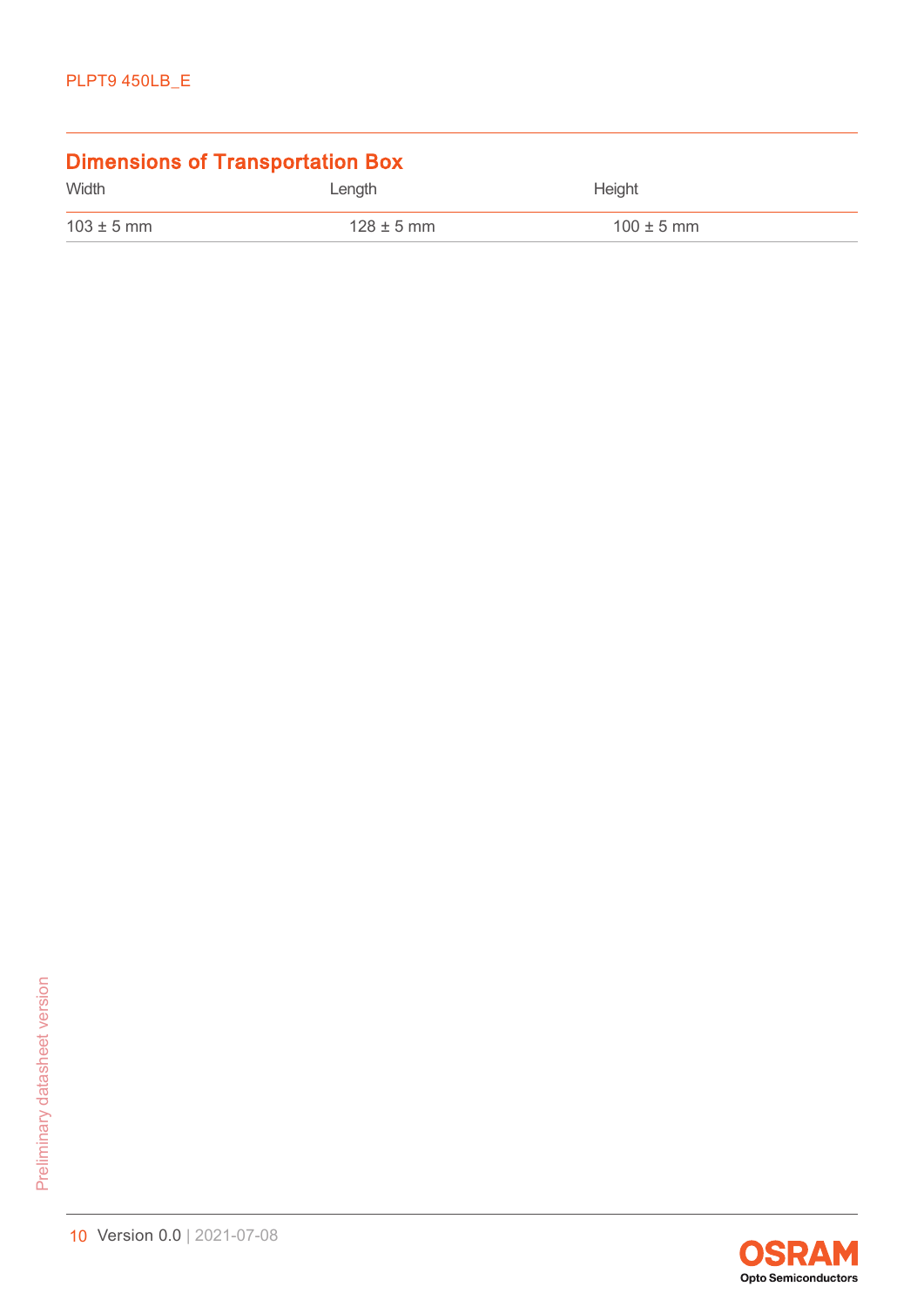## Dimensions of Transportation Box

| Width | Length | Height |
|---|---|---|
| 103 ± 5 mm | 128 ± 5 mm | 100 ± 5 mm |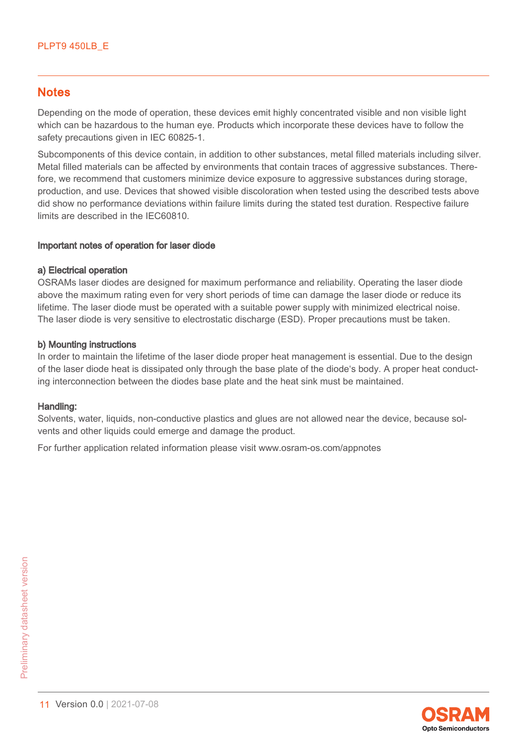## Notes

Depending on the mode of operation, these devices emit highly concentrated visible and non visible light which can be hazardous to the human eye. Products which incorporate these devices have to follow the safety precautions given in IEC 60825-1.

Subcomponents of this device contain, in addition to other substances, metal filled materials including silver. Metal filled materials can be affected by environments that contain traces of aggressive substances. Therefore, we recommend that customers minimize device exposure to aggressive substances during storage, production, and use. Devices that showed visible discoloration when tested using the described tests above did show no performance deviations within failure limits during the stated test duration. Respective failure limits are described in the IEC60810.

**Important notes of operation for laser diode**

**a) Electrical operation**
OSRAMs laser diodes are designed for maximum performance and reliability. Operating the laser diode above the maximum rating even for very short periods of time can damage the laser diode or reduce its lifetime. The laser diode must be operated with a suitable power supply with minimized electrical noise. The laser diode is very sensitive to electrostatic discharge (ESD). Proper precautions must be taken.

**b) Mounting instructions**
In order to maintain the lifetime of the laser diode proper heat management is essential. Due to the design of the laser diode heat is dissipated only through the base plate of the diode's body. A proper heat conducting interconnection between the diodes base plate and the heat sink must be maintained.

**Handling:**
Solvents, water, liquids, non-conductive plastics and glues are not allowed near the device, because solvents and other liquids could emerge and damage the product.

For further application related information please visit www.osram-os.com/appnotes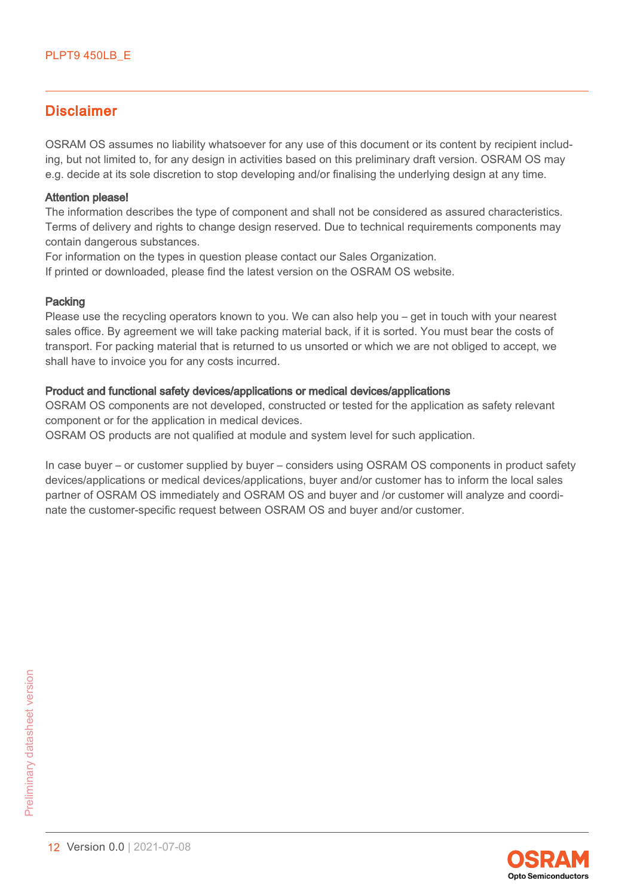## Disclaimer

OSRAM OS assumes no liability whatsoever for any use of this document or its content by recipient including, but not limited to, for any design in activities based on this preliminary draft version. OSRAM OS may e.g. decide at its sole discretion to stop developing and/or finalising the underlying design at any time.

**Attention please!**

The information describes the type of component and shall not be considered as assured characteristics. Terms of delivery and rights to change design reserved. Due to technical requirements components may contain dangerous substances.

For information on the types in question please contact our Sales Organization.

If printed or downloaded, please find the latest version on the OSRAM OS website.

**Packing**

Please use the recycling operators known to you. We can also help you – get in touch with your nearest sales office. By agreement we will take packing material back, if it is sorted. You must bear the costs of transport. For packing material that is returned to us unsorted or which we are not obliged to accept, we shall have to invoice you for any costs incurred.

**Product and functional safety devices/applications or medical devices/applications**

OSRAM OS components are not developed, constructed or tested for the application as safety relevant component or for the application in medical devices.

OSRAM OS products are not qualified at module and system level for such application.

In case buyer – or customer supplied by buyer – considers using OSRAM OS components in product safety devices/applications or medical devices/applications, buyer and/or customer has to inform the local sales partner of OSRAM OS immediately and OSRAM OS and buyer and /or customer will analyze and coordinate the customer-specific request between OSRAM OS and buyer and/or customer.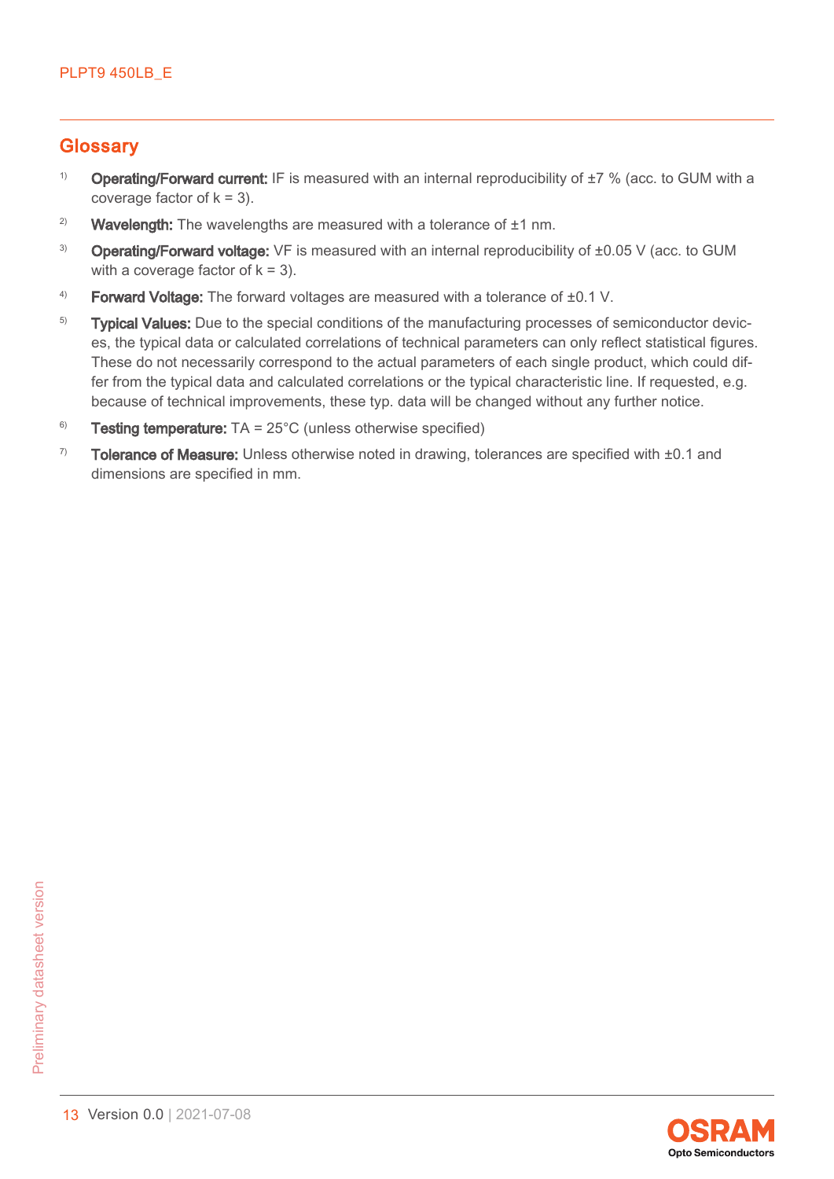## Glossary

1) **Operating/Forward current:** IF is measured with an internal reproducibility of ±7 % (acc. to GUM with a coverage factor of k = 3).

2) **Wavelength:** The wavelengths are measured with a tolerance of ±1 nm.

3) **Operating/Forward voltage:** VF is measured with an internal reproducibility of ±0.05 V (acc. to GUM with a coverage factor of k = 3).

4) **Forward Voltage:** The forward voltages are measured with a tolerance of ±0.1 V.

5) **Typical Values:** Due to the special conditions of the manufacturing processes of semiconductor devices, the typical data or calculated correlations of technical parameters can only reflect statistical figures. These do not necessarily correspond to the actual parameters of each single product, which could differ from the typical data and calculated correlations or the typical characteristic line. If requested, e.g. because of technical improvements, these typ. data will be changed without any further notice.

6) **Testing temperature:** TA = 25°C (unless otherwise specified)

7) **Tolerance of Measure:** Unless otherwise noted in drawing, tolerances are specified with ±0.1 and dimensions are specified in mm.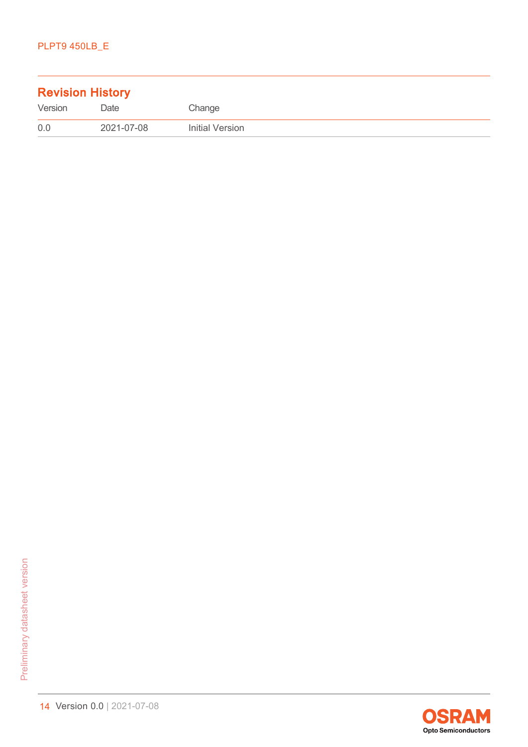## Revision History

| Version | Date | Change |
|---|---|---|
| 0.0 | 2021-07-08 | Initial Version |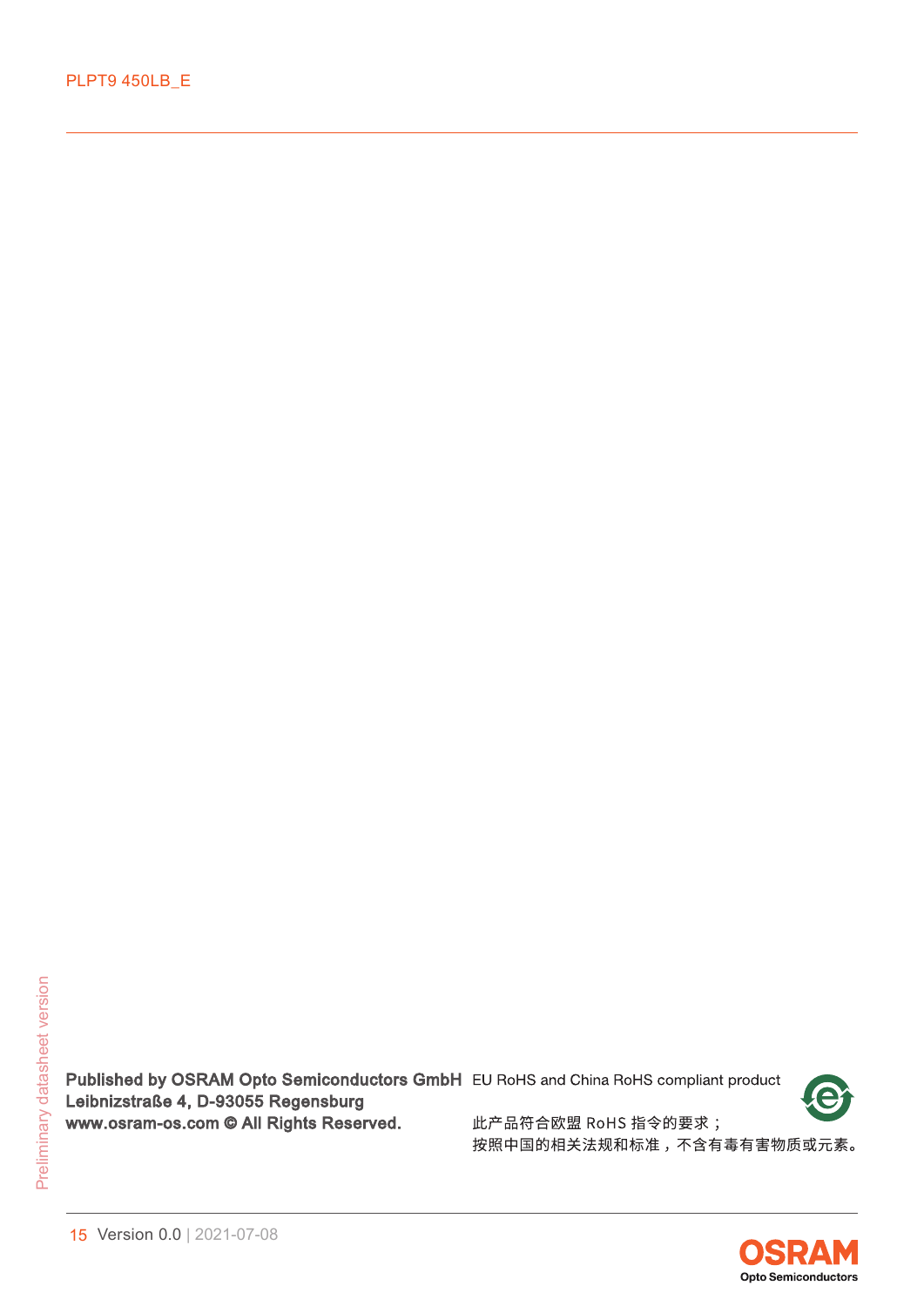**Published by OSRAM Opto Semiconductors GmbH**
**Leibnizstraße 4, D-93055 Regensburg**
**www.osram-os.com © All Rights Reserved.**

EU RoHS and China RoHS compliant product

此产品符合欧盟 RoHS 指令的要求；
按照中国的相关法规和标准，不含有毒有害物质或元素。